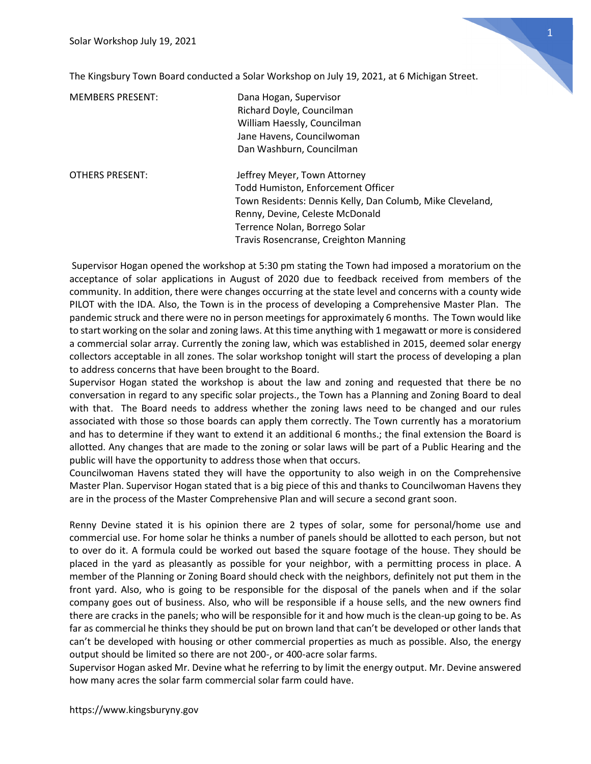Solar Workshop July 19, 2021

The Kingsbury Town Board conducted a Solar Workshop on July 19, 2021, at 6 Michigan Street.

| | |
|---|---|
| MEMBERS PRESENT: | Dana Hogan, Supervisor<br>Richard Doyle, Councilman<br>William Haessly, Councilman<br>Jane Havens, Councilwoman<br>Dan Washburn, Councilman |
| OTHERS PRESENT: | Jeffrey Meyer, Town Attorney<br>Todd Humiston, Enforcement Officer<br>Town Residents: Dennis Kelly, Dan Columb, Mike Cleveland, Renny, Devine, Celeste McDonald<br>Terrence Nolan, Borrego Solar<br>Travis Rosencranse, Creighton Manning |

Supervisor Hogan opened the workshop at 5:30 pm stating the Town had imposed a moratorium on the acceptance of solar applications in August of 2020 due to feedback received from members of the community. In addition, there were changes occurring at the state level and concerns with a county wide PILOT with the IDA. Also, the Town is in the process of developing a Comprehensive Master Plan. The pandemic struck and there were no in person meetings for approximately 6 months. The Town would like to start working on the solar and zoning laws. At this time anything with 1 megawatt or more is considered a commercial solar array. Currently the zoning law, which was established in 2015, deemed solar energy collectors acceptable in all zones. The solar workshop tonight will start the process of developing a plan to address concerns that have been brought to the Board.

Supervisor Hogan stated the workshop is about the law and zoning and requested that there be no conversation in regard to any specific solar projects., the Town has a Planning and Zoning Board to deal with that. The Board needs to address whether the zoning laws need to be changed and our rules associated with those so those boards can apply them correctly. The Town currently has a moratorium and has to determine if they want to extend it an additional 6 months.; the final extension the Board is allotted. Any changes that are made to the zoning or solar laws will be part of a Public Hearing and the public will have the opportunity to address those when that occurs.

Councilwoman Havens stated they will have the opportunity to also weigh in on the Comprehensive Master Plan. Supervisor Hogan stated that is a big piece of this and thanks to Councilwoman Havens they are in the process of the Master Comprehensive Plan and will secure a second grant soon.

Renny Devine stated it is his opinion there are 2 types of solar, some for personal/home use and commercial use. For home solar he thinks a number of panels should be allotted to each person, but not to over do it. A formula could be worked out based the square footage of the house. They should be placed in the yard as pleasantly as possible for your neighbor, with a permitting process in place. A member of the Planning or Zoning Board should check with the neighbors, definitely not put them in the front yard. Also, who is going to be responsible for the disposal of the panels when and if the solar company goes out of business. Also, who will be responsible if a house sells, and the new owners find there are cracks in the panels; who will be responsible for it and how much is the clean-up going to be. As far as commercial he thinks they should be put on brown land that can't be developed or other lands that can't be developed with housing or other commercial properties as much as possible. Also, the energy output should be limited so there are not 200-, or 400-acre solar farms.

Supervisor Hogan asked Mr. Devine what he referring to by limit the energy output. Mr. Devine answered how many acres the solar farm commercial solar farm could have.

https://www.kingsburyny.gov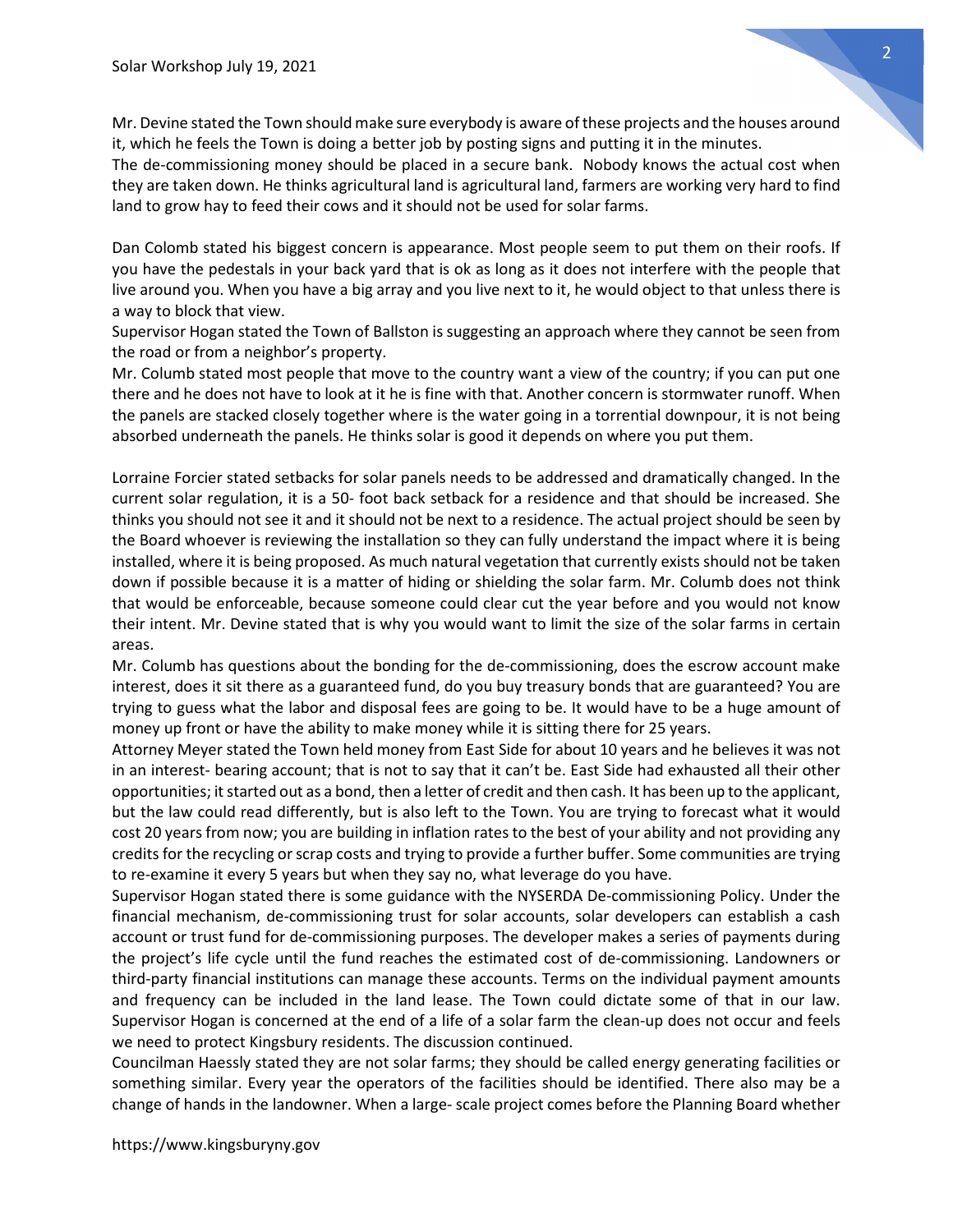Mr. Devine stated the Town should make sure everybody is aware of these projects and the houses around it, which he feels the Town is doing a better job by posting signs and putting it in the minutes.
The de-commissioning money should be placed in a secure bank. Nobody knows the actual cost when they are taken down. He thinks agricultural land is agricultural land, farmers are working very hard to find land to grow hay to feed their cows and it should not be used for solar farms.

Dan Colomb stated his biggest concern is appearance. Most people seem to put them on their roofs. If you have the pedestals in your back yard that is ok as long as it does not interfere with the people that live around you. When you have a big array and you live next to it, he would object to that unless there is a way to block that view.
Supervisor Hogan stated the Town of Ballston is suggesting an approach where they cannot be seen from the road or from a neighbor's property.
Mr. Columb stated most people that move to the country want a view of the country; if you can put one there and he does not have to look at it he is fine with that. Another concern is stormwater runoff. When the panels are stacked closely together where is the water going in a torrential downpour, it is not being absorbed underneath the panels. He thinks solar is good it depends on where you put them.

Lorraine Forcier stated setbacks for solar panels needs to be addressed and dramatically changed. In the current solar regulation, it is a 50- foot back setback for a residence and that should be increased. She thinks you should not see it and it should not be next to a residence. The actual project should be seen by the Board whoever is reviewing the installation so they can fully understand the impact where it is being installed, where it is being proposed. As much natural vegetation that currently exists should not be taken down if possible because it is a matter of hiding or shielding the solar farm. Mr. Columb does not think that would be enforceable, because someone could clear cut the year before and you would not know their intent. Mr. Devine stated that is why you would want to limit the size of the solar farms in certain areas.
Mr. Columb has questions about the bonding for the de-commissioning, does the escrow account make interest, does it sit there as a guaranteed fund, do you buy treasury bonds that are guaranteed? You are trying to guess what the labor and disposal fees are going to be. It would have to be a huge amount of money up front or have the ability to make money while it is sitting there for 25 years.
Attorney Meyer stated the Town held money from East Side for about 10 years and he believes it was not in an interest- bearing account; that is not to say that it can't be. East Side had exhausted all their other opportunities; it started out as a bond, then a letter of credit and then cash. It has been up to the applicant, but the law could read differently, but is also left to the Town. You are trying to forecast what it would cost 20 years from now; you are building in inflation rates to the best of your ability and not providing any credits for the recycling or scrap costs and trying to provide a further buffer. Some communities are trying to re-examine it every 5 years but when they say no, what leverage do you have.
Supervisor Hogan stated there is some guidance with the NYSERDA De-commissioning Policy. Under the financial mechanism, de-commissioning trust for solar accounts, solar developers can establish a cash account or trust fund for de-commissioning purposes. The developer makes a series of payments during the project's life cycle until the fund reaches the estimated cost of de-commissioning. Landowners or third-party financial institutions can manage these accounts. Terms on the individual payment amounts and frequency can be included in the land lease. The Town could dictate some of that in our law. Supervisor Hogan is concerned at the end of a life of a solar farm the clean-up does not occur and feels we need to protect Kingsbury residents. The discussion continued.
Councilman Haessly stated they are not solar farms; they should be called energy generating facilities or something similar. Every year the operators of the facilities should be identified. There also may be a change of hands in the landowner. When a large- scale project comes before the Planning Board whether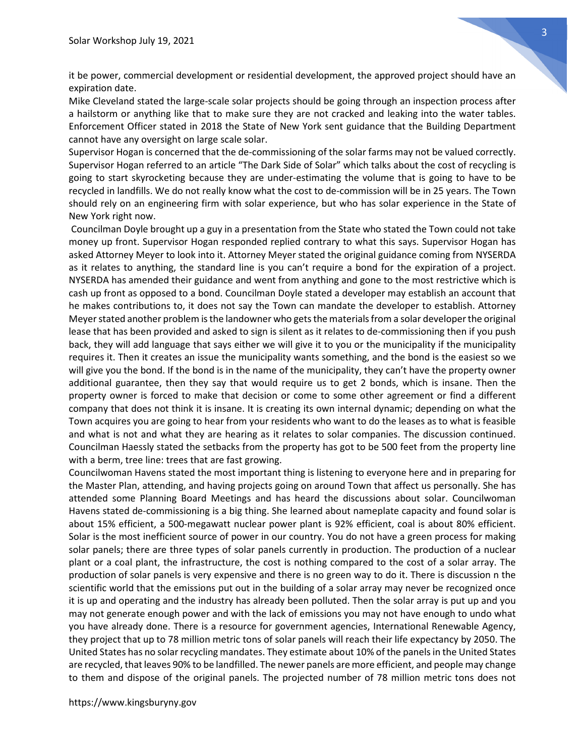it be power, commercial development or residential development, the approved project should have an expiration date.

Mike Cleveland stated the large-scale solar projects should be going through an inspection process after a hailstorm or anything like that to make sure they are not cracked and leaking into the water tables. Enforcement Officer stated in 2018 the State of New York sent guidance that the Building Department cannot have any oversight on large scale solar.

Supervisor Hogan is concerned that the de-commissioning of the solar farms may not be valued correctly. Supervisor Hogan referred to an article "The Dark Side of Solar" which talks about the cost of recycling is going to start skyrocketing because they are under-estimating the volume that is going to have to be recycled in landfills. We do not really know what the cost to de-commission will be in 25 years. The Town should rely on an engineering firm with solar experience, but who has solar experience in the State of New York right now.

Councilman Doyle brought up a guy in a presentation from the State who stated the Town could not take money up front. Supervisor Hogan responded replied contrary to what this says. Supervisor Hogan has asked Attorney Meyer to look into it. Attorney Meyer stated the original guidance coming from NYSERDA as it relates to anything, the standard line is you can't require a bond for the expiration of a project. NYSERDA has amended their guidance and went from anything and gone to the most restrictive which is cash up front as opposed to a bond. Councilman Doyle stated a developer may establish an account that he makes contributions to, it does not say the Town can mandate the developer to establish. Attorney Meyer stated another problem is the landowner who gets the materials from a solar developer the original lease that has been provided and asked to sign is silent as it relates to de-commissioning then if you push back, they will add language that says either we will give it to you or the municipality if the municipality requires it. Then it creates an issue the municipality wants something, and the bond is the easiest so we will give you the bond. If the bond is in the name of the municipality, they can't have the property owner additional guarantee, then they say that would require us to get 2 bonds, which is insane. Then the property owner is forced to make that decision or come to some other agreement or find a different company that does not think it is insane. It is creating its own internal dynamic; depending on what the Town acquires you are going to hear from your residents who want to do the leases as to what is feasible and what is not and what they are hearing as it relates to solar companies. The discussion continued. Councilman Haessly stated the setbacks from the property has got to be 500 feet from the property line with a berm, tree line: trees that are fast growing.

Councilwoman Havens stated the most important thing is listening to everyone here and in preparing for the Master Plan, attending, and having projects going on around Town that affect us personally. She has attended some Planning Board Meetings and has heard the discussions about solar. Councilwoman Havens stated de-commissioning is a big thing. She learned about nameplate capacity and found solar is about 15% efficient, a 500-megawatt nuclear power plant is 92% efficient, coal is about 80% efficient. Solar is the most inefficient source of power in our country. You do not have a green process for making solar panels; there are three types of solar panels currently in production. The production of a nuclear plant or a coal plant, the infrastructure, the cost is nothing compared to the cost of a solar array. The production of solar panels is very expensive and there is no green way to do it. There is discussion n the scientific world that the emissions put out in the building of a solar array may never be recognized once it is up and operating and the industry has already been polluted. Then the solar array is put up and you may not generate enough power and with the lack of emissions you may not have enough to undo what you have already done. There is a resource for government agencies, International Renewable Agency, they project that up to 78 million metric tons of solar panels will reach their life expectancy by 2050. The United States has no solar recycling mandates. They estimate about 10% of the panels in the United States are recycled, that leaves 90% to be landfilled. The newer panels are more efficient, and people may change to them and dispose of the original panels. The projected number of 78 million metric tons does not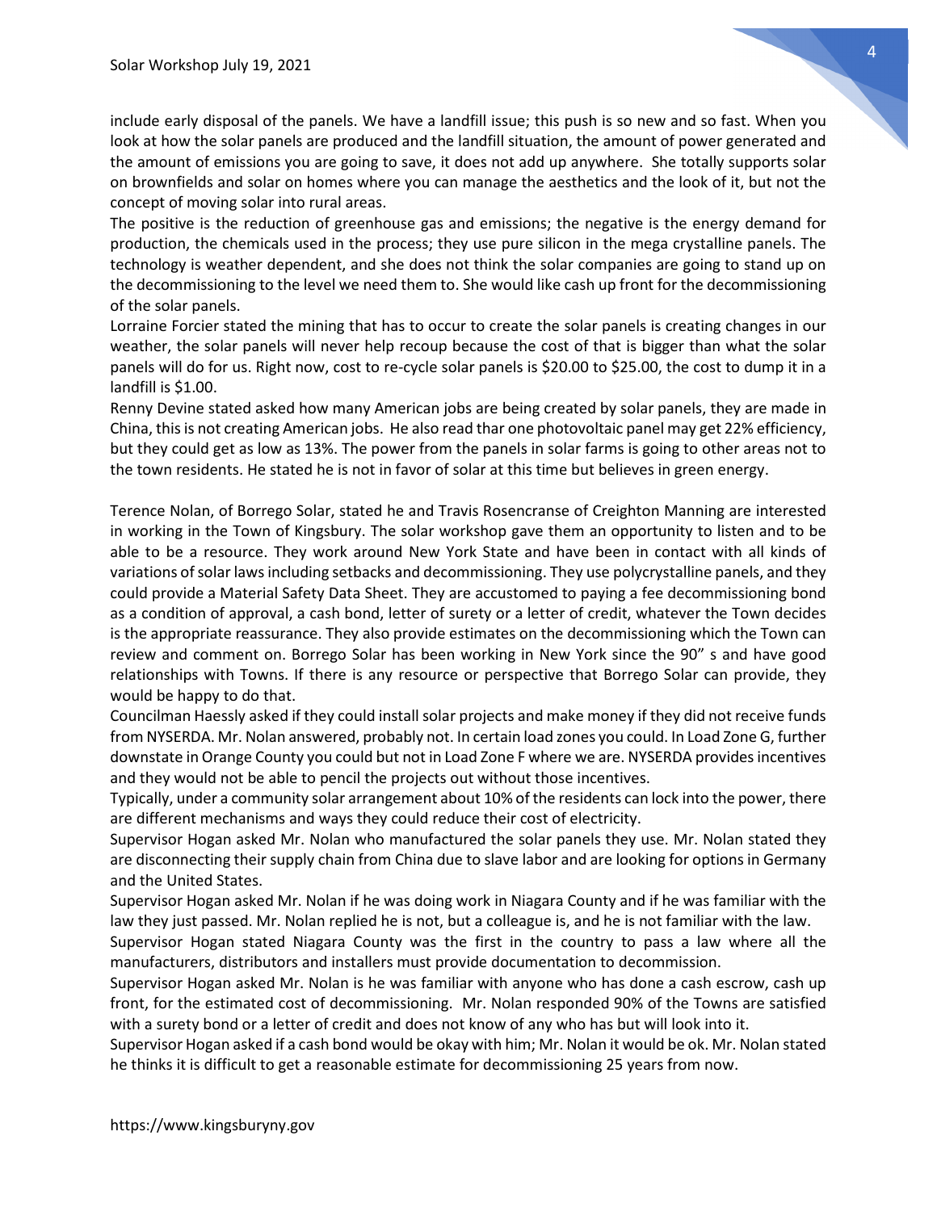include early disposal of the panels. We have a landfill issue; this push is so new and so fast. When you look at how the solar panels are produced and the landfill situation, the amount of power generated and the amount of emissions you are going to save, it does not add up anywhere. She totally supports solar on brownfields and solar on homes where you can manage the aesthetics and the look of it, but not the concept of moving solar into rural areas.

The positive is the reduction of greenhouse gas and emissions; the negative is the energy demand for production, the chemicals used in the process; they use pure silicon in the mega crystalline panels. The technology is weather dependent, and she does not think the solar companies are going to stand up on the decommissioning to the level we need them to. She would like cash up front for the decommissioning of the solar panels.

Lorraine Forcier stated the mining that has to occur to create the solar panels is creating changes in our weather, the solar panels will never help recoup because the cost of that is bigger than what the solar panels will do for us. Right now, cost to re-cycle solar panels is $20.00 to $25.00, the cost to dump it in a landfill is $1.00.

Renny Devine stated asked how many American jobs are being created by solar panels, they are made in China, this is not creating American jobs. He also read thar one photovoltaic panel may get 22% efficiency, but they could get as low as 13%. The power from the panels in solar farms is going to other areas not to the town residents. He stated he is not in favor of solar at this time but believes in green energy.

Terence Nolan, of Borrego Solar, stated he and Travis Rosencranse of Creighton Manning are interested in working in the Town of Kingsbury. The solar workshop gave them an opportunity to listen and to be able to be a resource. They work around New York State and have been in contact with all kinds of variations of solar laws including setbacks and decommissioning. They use polycrystalline panels, and they could provide a Material Safety Data Sheet. They are accustomed to paying a fee decommissioning bond as a condition of approval, a cash bond, letter of surety or a letter of credit, whatever the Town decides is the appropriate reassurance. They also provide estimates on the decommissioning which the Town can review and comment on. Borrego Solar has been working in New York since the 90" s and have good relationships with Towns. If there is any resource or perspective that Borrego Solar can provide, they would be happy to do that.

Councilman Haessly asked if they could install solar projects and make money if they did not receive funds from NYSERDA. Mr. Nolan answered, probably not. In certain load zones you could. In Load Zone G, further downstate in Orange County you could but not in Load Zone F where we are. NYSERDA provides incentives and they would not be able to pencil the projects out without those incentives.

Typically, under a community solar arrangement about 10% of the residents can lock into the power, there are different mechanisms and ways they could reduce their cost of electricity.

Supervisor Hogan asked Mr. Nolan who manufactured the solar panels they use. Mr. Nolan stated they are disconnecting their supply chain from China due to slave labor and are looking for options in Germany and the United States.

Supervisor Hogan asked Mr. Nolan if he was doing work in Niagara County and if he was familiar with the law they just passed. Mr. Nolan replied he is not, but a colleague is, and he is not familiar with the law.

Supervisor Hogan stated Niagara County was the first in the country to pass a law where all the manufacturers, distributors and installers must provide documentation to decommission.

Supervisor Hogan asked Mr. Nolan is he was familiar with anyone who has done a cash escrow, cash up front, for the estimated cost of decommissioning. Mr. Nolan responded 90% of the Towns are satisfied with a surety bond or a letter of credit and does not know of any who has but will look into it.

Supervisor Hogan asked if a cash bond would be okay with him; Mr. Nolan it would be ok. Mr. Nolan stated he thinks it is difficult to get a reasonable estimate for decommissioning 25 years from now.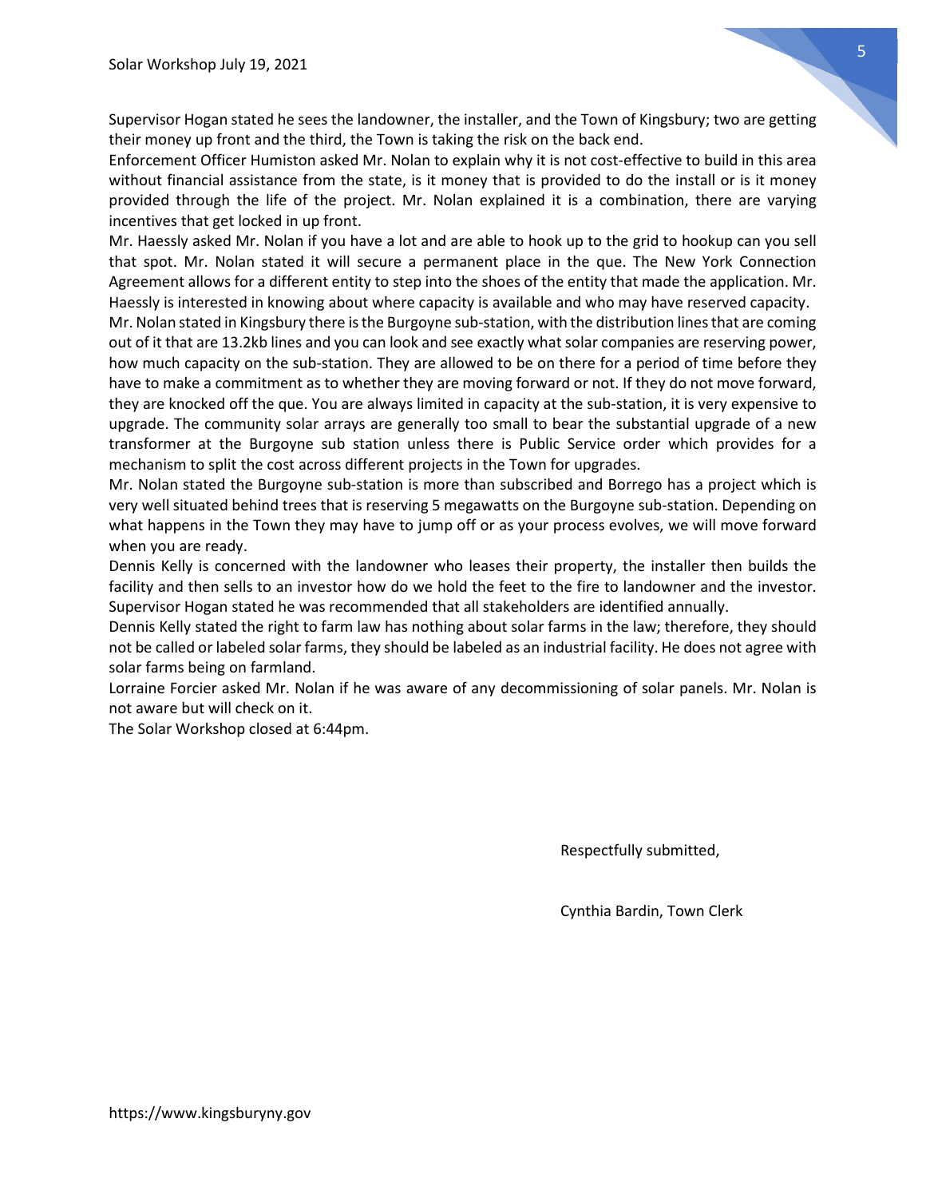Supervisor Hogan stated he sees the landowner, the installer, and the Town of Kingsbury; two are getting their money up front and the third, the Town is taking the risk on the back end.

Enforcement Officer Humiston asked Mr. Nolan to explain why it is not cost-effective to build in this area without financial assistance from the state, is it money that is provided to do the install or is it money provided through the life of the project. Mr. Nolan explained it is a combination, there are varying incentives that get locked in up front.

Mr. Haessly asked Mr. Nolan if you have a lot and are able to hook up to the grid to hookup can you sell that spot. Mr. Nolan stated it will secure a permanent place in the que. The New York Connection Agreement allows for a different entity to step into the shoes of the entity that made the application. Mr. Haessly is interested in knowing about where capacity is available and who may have reserved capacity.

Mr. Nolan stated in Kingsbury there is the Burgoyne sub-station, with the distribution lines that are coming out of it that are 13.2kb lines and you can look and see exactly what solar companies are reserving power, how much capacity on the sub-station. They are allowed to be on there for a period of time before they have to make a commitment as to whether they are moving forward or not. If they do not move forward, they are knocked off the que. You are always limited in capacity at the sub-station, it is very expensive to upgrade. The community solar arrays are generally too small to bear the substantial upgrade of a new transformer at the Burgoyne sub station unless there is Public Service order which provides for a mechanism to split the cost across different projects in the Town for upgrades.

Mr. Nolan stated the Burgoyne sub-station is more than subscribed and Borrego has a project which is very well situated behind trees that is reserving 5 megawatts on the Burgoyne sub-station. Depending on what happens in the Town they may have to jump off or as your process evolves, we will move forward when you are ready.

Dennis Kelly is concerned with the landowner who leases their property, the installer then builds the facility and then sells to an investor how do we hold the feet to the fire to landowner and the investor. Supervisor Hogan stated he was recommended that all stakeholders are identified annually.

Dennis Kelly stated the right to farm law has nothing about solar farms in the law; therefore, they should not be called or labeled solar farms, they should be labeled as an industrial facility. He does not agree with solar farms being on farmland.

Lorraine Forcier asked Mr. Nolan if he was aware of any decommissioning of solar panels. Mr. Nolan is not aware but will check on it.

The Solar Workshop closed at 6:44pm.

Respectfully submitted,

Cynthia Bardin, Town Clerk

https://www.kingsburyny.gov